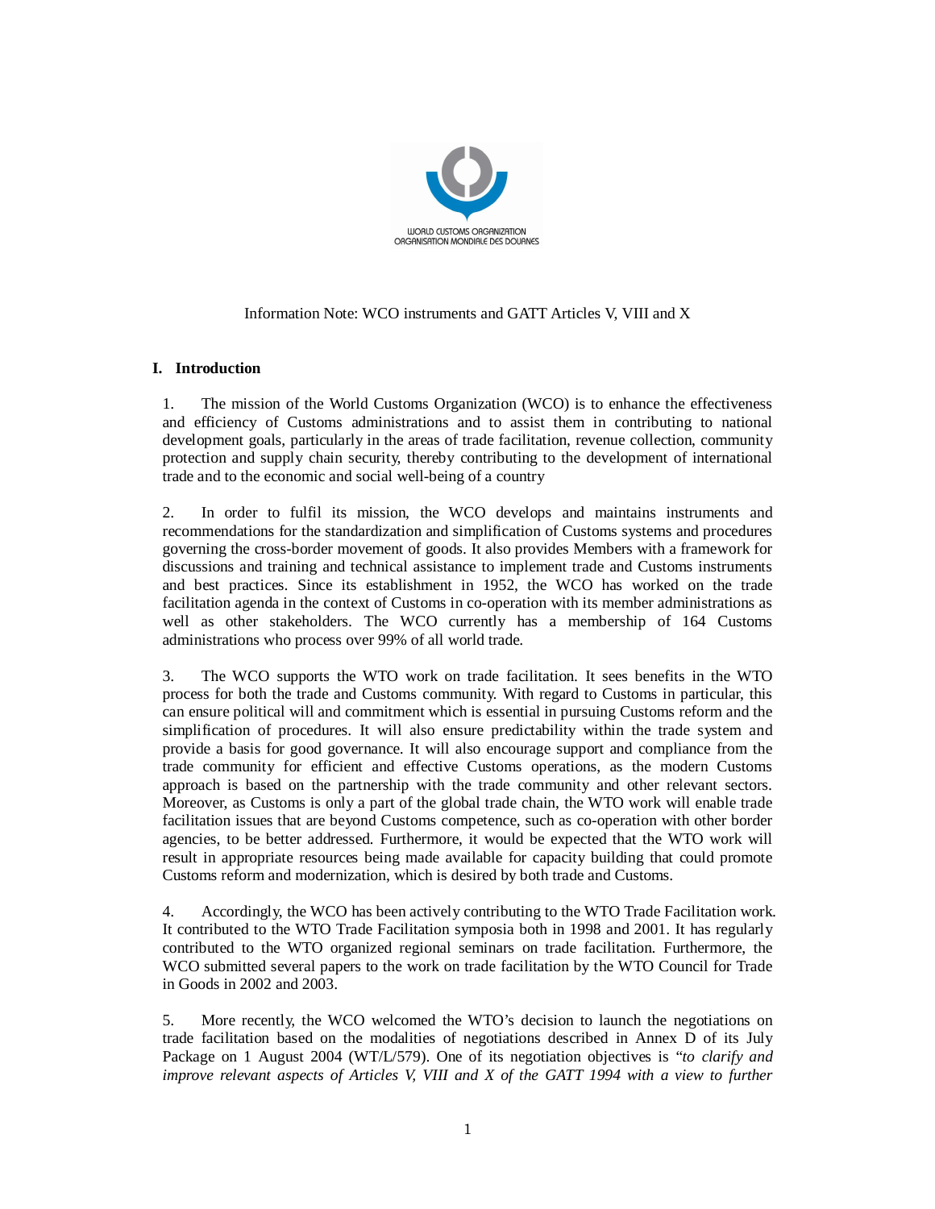WORLD CUSTOMS ORGANIZATION
ORGANISATION MONDIALE DES DOUANES

Information Note: WCO instruments and GATT Articles V, VIII and X

## I. Introduction

1. The mission of the World Customs Organization (WCO) is to enhance the effectiveness and efficiency of Customs administrations and to assist them in contributing to national development goals, particularly in the areas of trade facilitation, revenue collection, community protection and supply chain security, thereby contributing to the development of international trade and to the economic and social well-being of a country

2. In order to fulfil its mission, the WCO develops and maintains instruments and recommendations for the standardization and simplification of Customs systems and procedures governing the cross-border movement of goods. It also provides Members with a framework for discussions and training and technical assistance to implement trade and Customs instruments and best practices. Since its establishment in 1952, the WCO has worked on the trade facilitation agenda in the context of Customs in co-operation with its member administrations as well as other stakeholders. The WCO currently has a membership of 164 Customs administrations who process over 99% of all world trade.

3. The WCO supports the WTO work on trade facilitation. It sees benefits in the WTO process for both the trade and Customs community. With regard to Customs in particular, this can ensure political will and commitment which is essential in pursuing Customs reform and the simplification of procedures. It will also ensure predictability within the trade system and provide a basis for good governance. It will also encourage support and compliance from the trade community for efficient and effective Customs operations, as the modern Customs approach is based on the partnership with the trade community and other relevant sectors. Moreover, as Customs is only a part of the global trade chain, the WTO work will enable trade facilitation issues that are beyond Customs competence, such as co-operation with other border agencies, to be better addressed. Furthermore, it would be expected that the WTO work will result in appropriate resources being made available for capacity building that could promote Customs reform and modernization, which is desired by both trade and Customs.

4. Accordingly, the WCO has been actively contributing to the WTO Trade Facilitation work. It contributed to the WTO Trade Facilitation symposia both in 1998 and 2001. It has regularly contributed to the WTO organized regional seminars on trade facilitation. Furthermore, the WCO submitted several papers to the work on trade facilitation by the WTO Council for Trade in Goods in 2002 and 2003.

5. More recently, the WCO welcomed the WTO's decision to launch the negotiations on trade facilitation based on the modalities of negotiations described in Annex D of its July Package on 1 August 2004 (WT/L/579). One of its negotiation objectives is "*to clarify and improve relevant aspects of Articles V, VIII and X of the GATT 1994 with a view to further*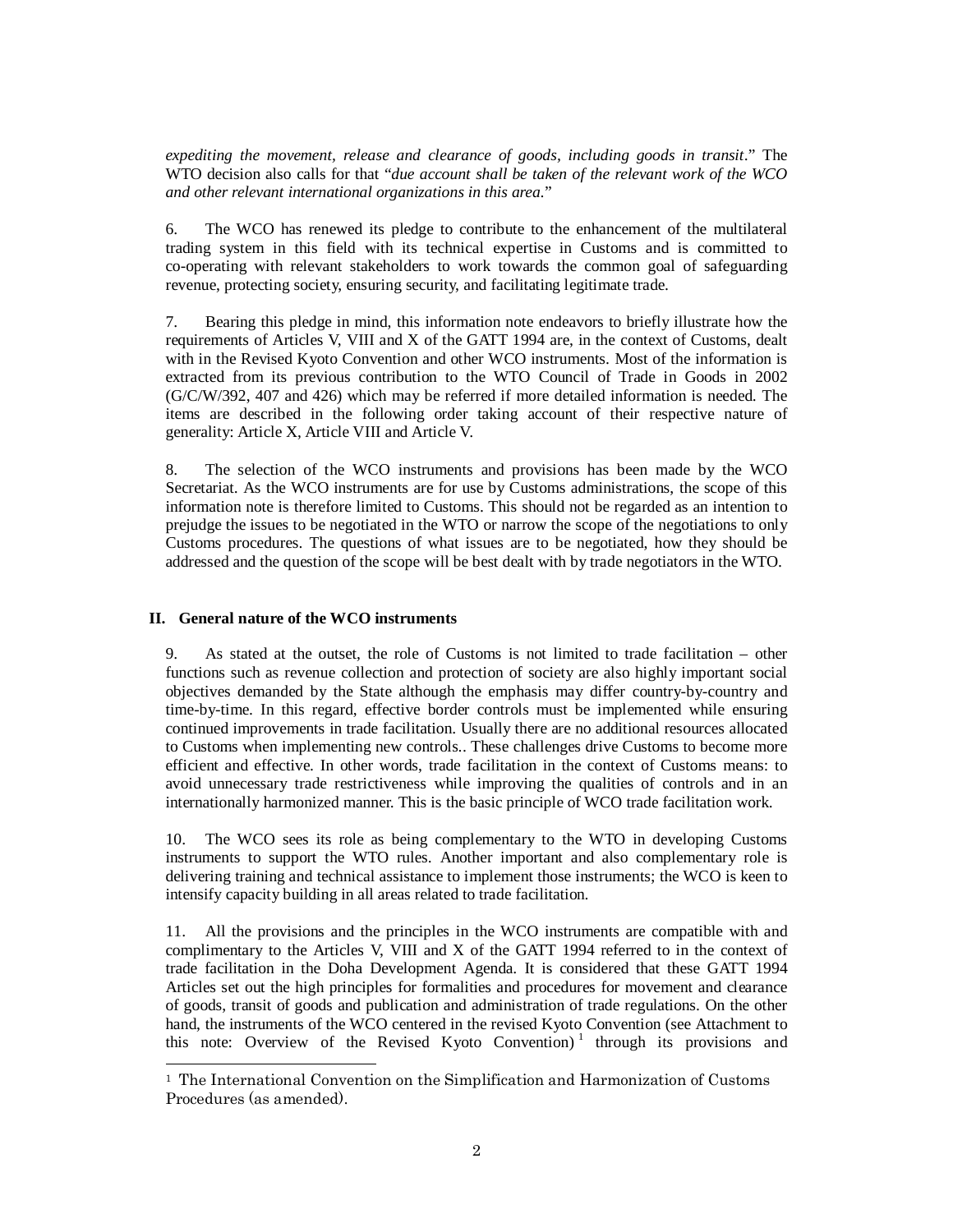*expediting the movement, release and clearance of goods, including goods in transit*." The WTO decision also calls for that "*due account shall be taken of the relevant work of the WCO and other relevant international organizations in this area.*"

6. The WCO has renewed its pledge to contribute to the enhancement of the multilateral trading system in this field with its technical expertise in Customs and is committed to co-operating with relevant stakeholders to work towards the common goal of safeguarding revenue, protecting society, ensuring security, and facilitating legitimate trade.

7. Bearing this pledge in mind, this information note endeavors to briefly illustrate how the requirements of Articles V, VIII and X of the GATT 1994 are, in the context of Customs, dealt with in the Revised Kyoto Convention and other WCO instruments. Most of the information is extracted from its previous contribution to the WTO Council of Trade in Goods in 2002 (G/C/W/392, 407 and 426) which may be referred if more detailed information is needed. The items are described in the following order taking account of their respective nature of generality: Article X, Article VIII and Article V.

8. The selection of the WCO instruments and provisions has been made by the WCO Secretariat. As the WCO instruments are for use by Customs administrations, the scope of this information note is therefore limited to Customs. This should not be regarded as an intention to prejudge the issues to be negotiated in the WTO or narrow the scope of the negotiations to only Customs procedures. The questions of what issues are to be negotiated, how they should be addressed and the question of the scope will be best dealt with by trade negotiators in the WTO.

## II. General nature of the WCO instruments

9. As stated at the outset, the role of Customs is not limited to trade facilitation – other functions such as revenue collection and protection of society are also highly important social objectives demanded by the State although the emphasis may differ country-by-country and time-by-time. In this regard, effective border controls must be implemented while ensuring continued improvements in trade facilitation. Usually there are no additional resources allocated to Customs when implementing new controls.. These challenges drive Customs to become more efficient and effective. In other words, trade facilitation in the context of Customs means: to avoid unnecessary trade restrictiveness while improving the qualities of controls and in an internationally harmonized manner. This is the basic principle of WCO trade facilitation work.

10. The WCO sees its role as being complementary to the WTO in developing Customs instruments to support the WTO rules. Another important and also complementary role is delivering training and technical assistance to implement those instruments; the WCO is keen to intensify capacity building in all areas related to trade facilitation.

11. All the provisions and the principles in the WCO instruments are compatible with and complimentary to the Articles V, VIII and X of the GATT 1994 referred to in the context of trade facilitation in the Doha Development Agenda. It is considered that these GATT 1994 Articles set out the high principles for formalities and procedures for movement and clearance of goods, transit of goods and publication and administration of trade regulations. On the other hand, the instruments of the WCO centered in the revised Kyoto Convention (see Attachment to this note: Overview of the Revised Kyoto Convention) [1] through its provisions and

[1] The International Convention on the Simplification and Harmonization of Customs Procedures (as amended).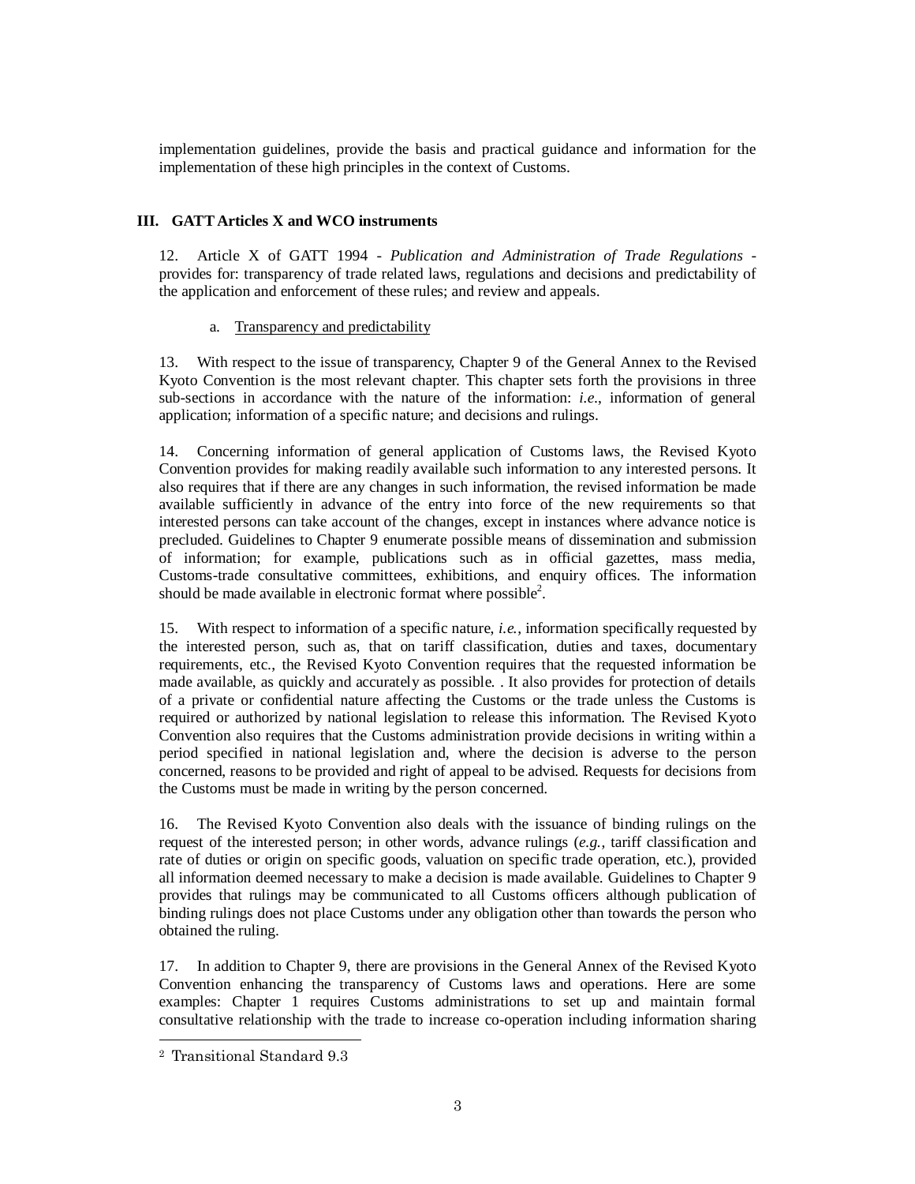implementation guidelines, provide the basis and practical guidance and information for the implementation of these high principles in the context of Customs.

## III. GATT Articles X and WCO instruments

12. Article X of GATT 1994 - *Publication and Administration of Trade Regulations* - provides for: transparency of trade related laws, regulations and decisions and predictability of the application and enforcement of these rules; and review and appeals.

a. Transparency and predictability

13. With respect to the issue of transparency, Chapter 9 of the General Annex to the Revised Kyoto Convention is the most relevant chapter. This chapter sets forth the provisions in three sub-sections in accordance with the nature of the information: *i.e.*, information of general application; information of a specific nature; and decisions and rulings.

14. Concerning information of general application of Customs laws, the Revised Kyoto Convention provides for making readily available such information to any interested persons. It also requires that if there are any changes in such information, the revised information be made available sufficiently in advance of the entry into force of the new requirements so that interested persons can take account of the changes, except in instances where advance notice is precluded. Guidelines to Chapter 9 enumerate possible means of dissemination and submission of information; for example, publications such as in official gazettes, mass media, Customs-trade consultative committees, exhibitions, and enquiry offices. The information should be made available in electronic format where possible[2].

15. With respect to information of a specific nature, *i.e.*, information specifically requested by the interested person, such as, that on tariff classification, duties and taxes, documentary requirements, etc., the Revised Kyoto Convention requires that the requested information be made available, as quickly and accurately as possible. . It also provides for protection of details of a private or confidential nature affecting the Customs or the trade unless the Customs is required or authorized by national legislation to release this information. The Revised Kyoto Convention also requires that the Customs administration provide decisions in writing within a period specified in national legislation and, where the decision is adverse to the person concerned, reasons to be provided and right of appeal to be advised. Requests for decisions from the Customs must be made in writing by the person concerned.

16. The Revised Kyoto Convention also deals with the issuance of binding rulings on the request of the interested person; in other words, advance rulings (*e.g.*, tariff classification and rate of duties or origin on specific goods, valuation on specific trade operation, etc.), provided all information deemed necessary to make a decision is made available. Guidelines to Chapter 9 provides that rulings may be communicated to all Customs officers although publication of binding rulings does not place Customs under any obligation other than towards the person who obtained the ruling.

17. In addition to Chapter 9, there are provisions in the General Annex of the Revised Kyoto Convention enhancing the transparency of Customs laws and operations. Here are some examples: Chapter 1 requires Customs administrations to set up and maintain formal consultative relationship with the trade to increase co-operation including information sharing

---

[2] Transitional Standard 9.3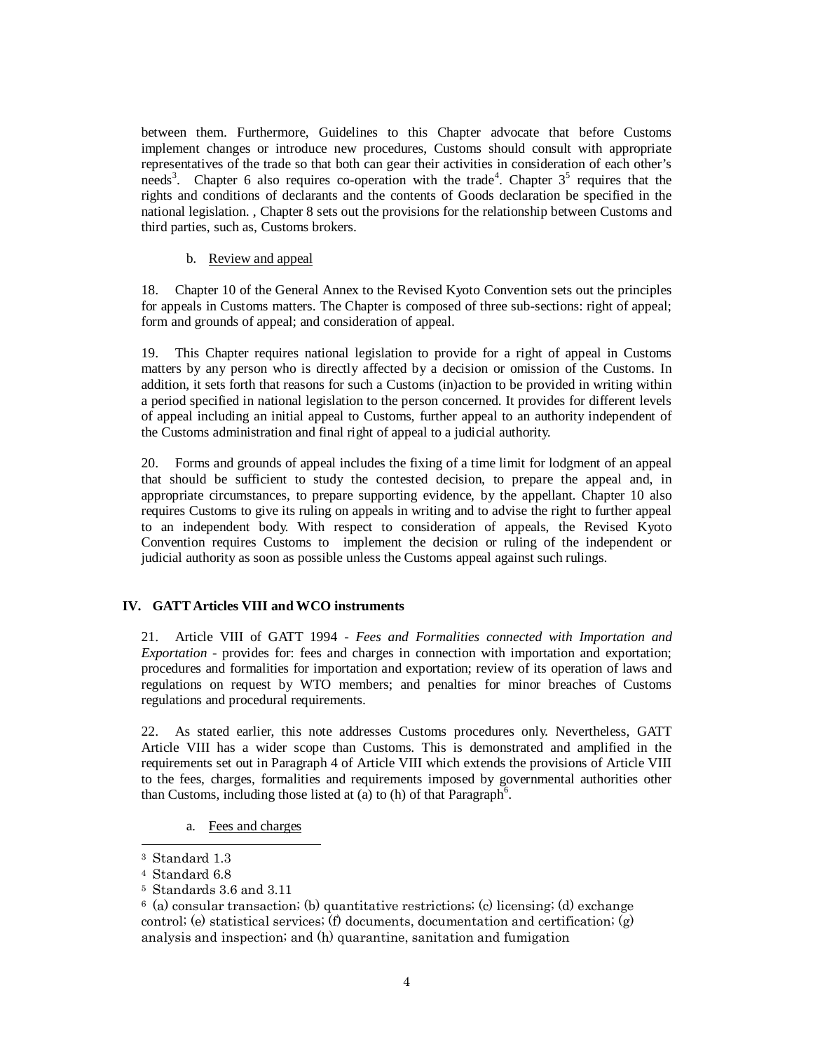between them. Furthermore, Guidelines to this Chapter advocate that before Customs implement changes or introduce new procedures, Customs should consult with appropriate representatives of the trade so that both can gear their activities in consideration of each other's needs[3]. Chapter 6 also requires co-operation with the trade[4]. Chapter 3[5] requires that the rights and conditions of declarants and the contents of Goods declaration be specified in the national legislation. , Chapter 8 sets out the provisions for the relationship between Customs and third parties, such as, Customs brokers.

b. Review and appeal

18. Chapter 10 of the General Annex to the Revised Kyoto Convention sets out the principles for appeals in Customs matters. The Chapter is composed of three sub-sections: right of appeal; form and grounds of appeal; and consideration of appeal.

19. This Chapter requires national legislation to provide for a right of appeal in Customs matters by any person who is directly affected by a decision or omission of the Customs. In addition, it sets forth that reasons for such a Customs (in)action to be provided in writing within a period specified in national legislation to the person concerned. It provides for different levels of appeal including an initial appeal to Customs, further appeal to an authority independent of the Customs administration and final right of appeal to a judicial authority.

20. Forms and grounds of appeal includes the fixing of a time limit for lodgment of an appeal that should be sufficient to study the contested decision, to prepare the appeal and, in appropriate circumstances, to prepare supporting evidence, by the appellant. Chapter 10 also requires Customs to give its ruling on appeals in writing and to advise the right to further appeal to an independent body. With respect to consideration of appeals, the Revised Kyoto Convention requires Customs to implement the decision or ruling of the independent or judicial authority as soon as possible unless the Customs appeal against such rulings.

## IV. GATT Articles VIII and WCO instruments

21. Article VIII of GATT 1994 - *Fees and Formalities connected with Importation and Exportation* - provides for: fees and charges in connection with importation and exportation; procedures and formalities for importation and exportation; review of its operation of laws and regulations on request by WTO members; and penalties for minor breaches of Customs regulations and procedural requirements.

22. As stated earlier, this note addresses Customs procedures only. Nevertheless, GATT Article VIII has a wider scope than Customs. This is demonstrated and amplified in the requirements set out in Paragraph 4 of Article VIII which extends the provisions of Article VIII to the fees, charges, formalities and requirements imposed by governmental authorities other than Customs, including those listed at (a) to (h) of that Paragraph[6].

a. Fees and charges

---

[3] Standard 1.3

[4] Standard 6.8

[5] Standards 3.6 and 3.11

[6] (a) consular transaction; (b) quantitative restrictions; (c) licensing; (d) exchange control; (e) statistical services; (f) documents, documentation and certification; (g) analysis and inspection; and (h) quarantine, sanitation and fumigation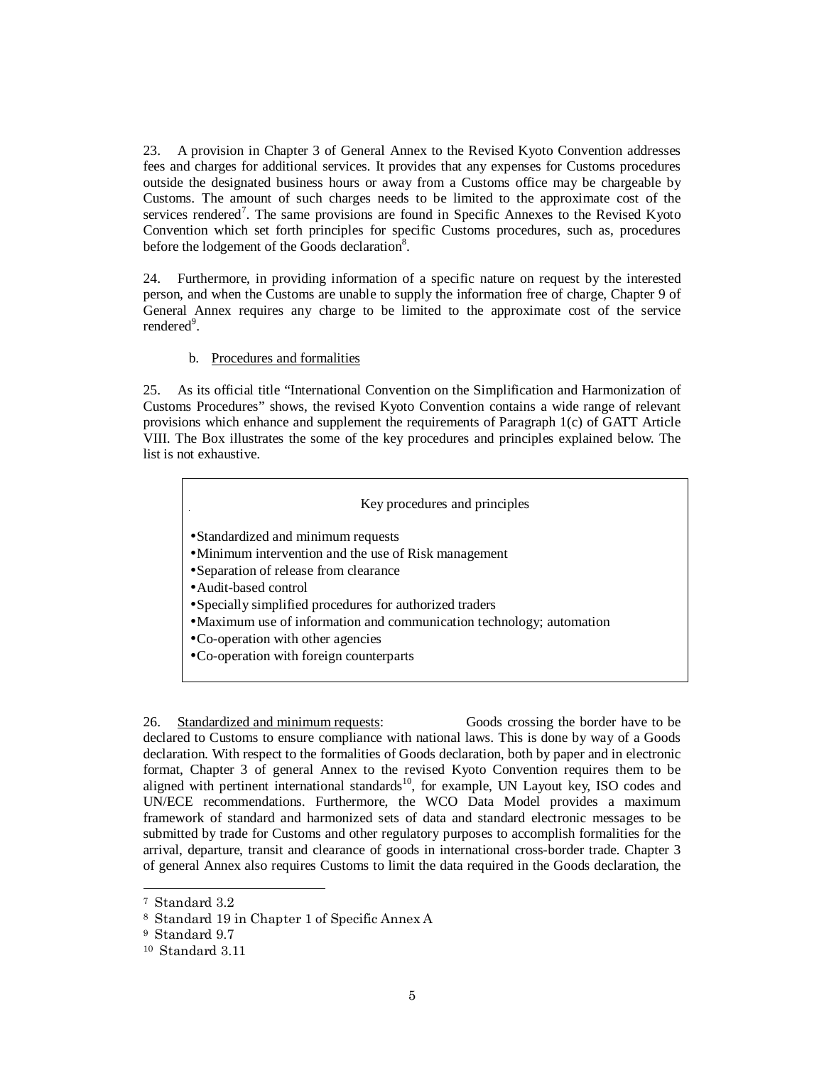23. A provision in Chapter 3 of General Annex to the Revised Kyoto Convention addresses fees and charges for additional services. It provides that any expenses for Customs procedures outside the designated business hours or away from a Customs office may be chargeable by Customs. The amount of such charges needs to be limited to the approximate cost of the services rendered[7]. The same provisions are found in Specific Annexes to the Revised Kyoto Convention which set forth principles for specific Customs procedures, such as, procedures before the lodgement of the Goods declaration[8].

24. Furthermore, in providing information of a specific nature on request by the interested person, and when the Customs are unable to supply the information free of charge, Chapter 9 of General Annex requires any charge to be limited to the approximate cost of the service rendered[9].

b. Procedures and formalities

25. As its official title "International Convention on the Simplification and Harmonization of Customs Procedures" shows, the revised Kyoto Convention contains a wide range of relevant provisions which enhance and supplement the requirements of Paragraph 1(c) of GATT Article VIII. The Box illustrates the some of the key procedures and principles explained below. The list is not exhaustive.

> Key procedures and principles
>
> - Standardized and minimum requests
> - Minimum intervention and the use of Risk management
> - Separation of release from clearance
> - Audit-based control
> - Specially simplified procedures for authorized traders
> - Maximum use of information and communication technology; automation
> - Co-operation with other agencies
> - Co-operation with foreign counterparts

26. Standardized and minimum requests: Goods crossing the border have to be declared to Customs to ensure compliance with national laws. This is done by way of a Goods declaration. With respect to the formalities of Goods declaration, both by paper and in electronic format, Chapter 3 of general Annex to the revised Kyoto Convention requires them to be aligned with pertinent international standards[10], for example, UN Layout key, ISO codes and UN/ECE recommendations. Furthermore, the WCO Data Model provides a maximum framework of standard and harmonized sets of data and standard electronic messages to be submitted by trade for Customs and other regulatory purposes to accomplish formalities for the arrival, departure, transit and clearance of goods in international cross-border trade. Chapter 3 of general Annex also requires Customs to limit the data required in the Goods declaration, the

---

[7] Standard 3.2

[8] Standard 19 in Chapter 1 of Specific Annex A

[9] Standard 9.7

[10] Standard 3.11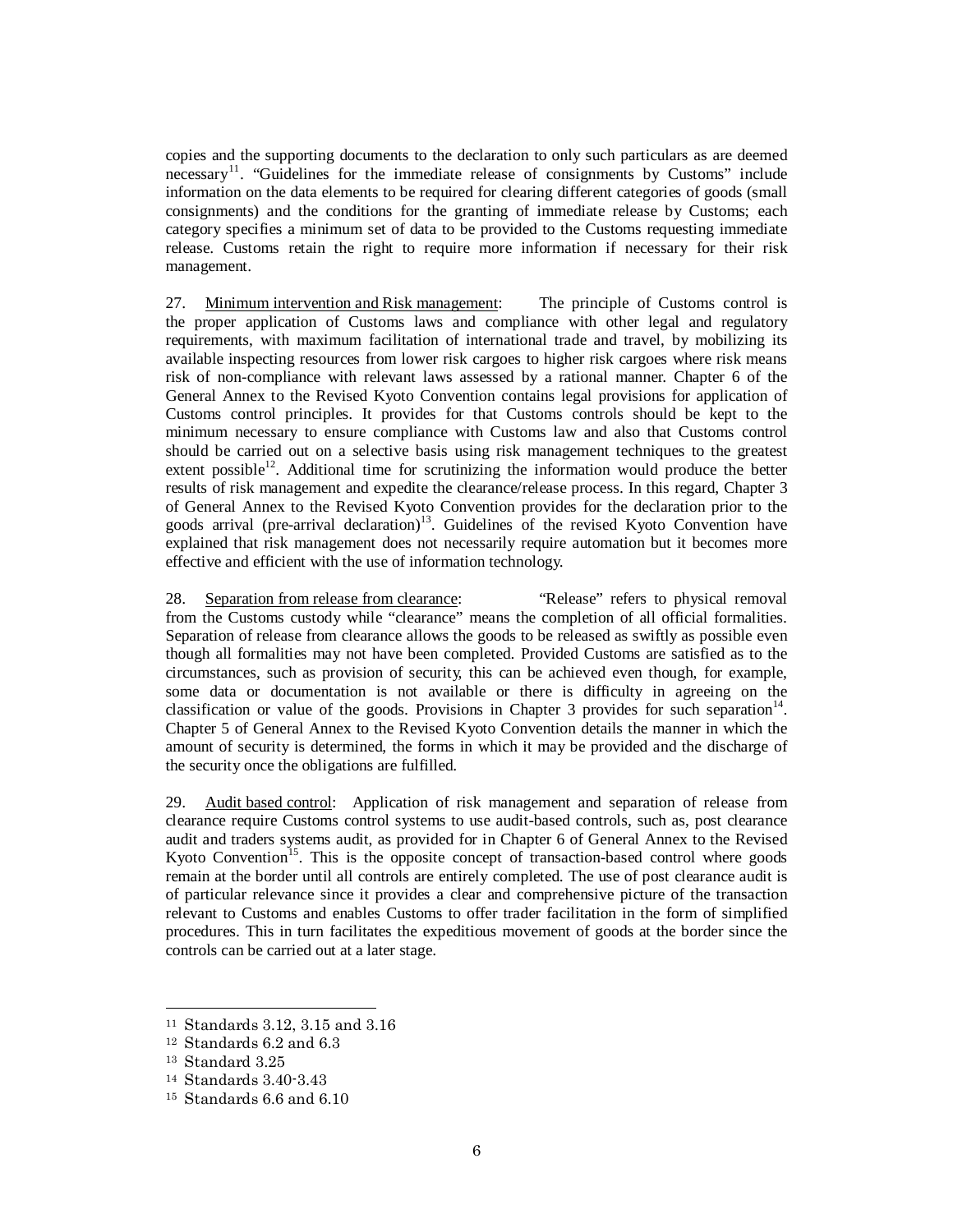copies and the supporting documents to the declaration to only such particulars as are deemed necessary[11]. "Guidelines for the immediate release of consignments by Customs" include information on the data elements to be required for clearing different categories of goods (small consignments) and the conditions for the granting of immediate release by Customs; each category specifies a minimum set of data to be provided to the Customs requesting immediate release. Customs retain the right to require more information if necessary for their risk management.

27. Minimum intervention and Risk management: The principle of Customs control is the proper application of Customs laws and compliance with other legal and regulatory requirements, with maximum facilitation of international trade and travel, by mobilizing its available inspecting resources from lower risk cargoes to higher risk cargoes where risk means risk of non-compliance with relevant laws assessed by a rational manner. Chapter 6 of the General Annex to the Revised Kyoto Convention contains legal provisions for application of Customs control principles. It provides for that Customs controls should be kept to the minimum necessary to ensure compliance with Customs law and also that Customs control should be carried out on a selective basis using risk management techniques to the greatest extent possible[12]. Additional time for scrutinizing the information would produce the better results of risk management and expedite the clearance/release process. In this regard, Chapter 3 of General Annex to the Revised Kyoto Convention provides for the declaration prior to the goods arrival (pre-arrival declaration)[13]. Guidelines of the revised Kyoto Convention have explained that risk management does not necessarily require automation but it becomes more effective and efficient with the use of information technology.

28. Separation from release from clearance: "Release" refers to physical removal from the Customs custody while "clearance" means the completion of all official formalities. Separation of release from clearance allows the goods to be released as swiftly as possible even though all formalities may not have been completed. Provided Customs are satisfied as to the circumstances, such as provision of security, this can be achieved even though, for example, some data or documentation is not available or there is difficulty in agreeing on the classification or value of the goods. Provisions in Chapter 3 provides for such separation[14]. Chapter 5 of General Annex to the Revised Kyoto Convention details the manner in which the amount of security is determined, the forms in which it may be provided and the discharge of the security once the obligations are fulfilled.

29. Audit based control: Application of risk management and separation of release from clearance require Customs control systems to use audit-based controls, such as, post clearance audit and traders systems audit, as provided for in Chapter 6 of General Annex to the Revised Kyoto Convention[15]. This is the opposite concept of transaction-based control where goods remain at the border until all controls are entirely completed. The use of post clearance audit is of particular relevance since it provides a clear and comprehensive picture of the transaction relevant to Customs and enables Customs to offer trader facilitation in the form of simplified procedures. This in turn facilitates the expeditious movement of goods at the border since the controls can be carried out at a later stage.

---

[11] Standards 3.12, 3.15 and 3.16

[12] Standards 6.2 and 6.3

[13] Standard 3.25

[14] Standards 3.40-3.43

[15] Standards 6.6 and 6.10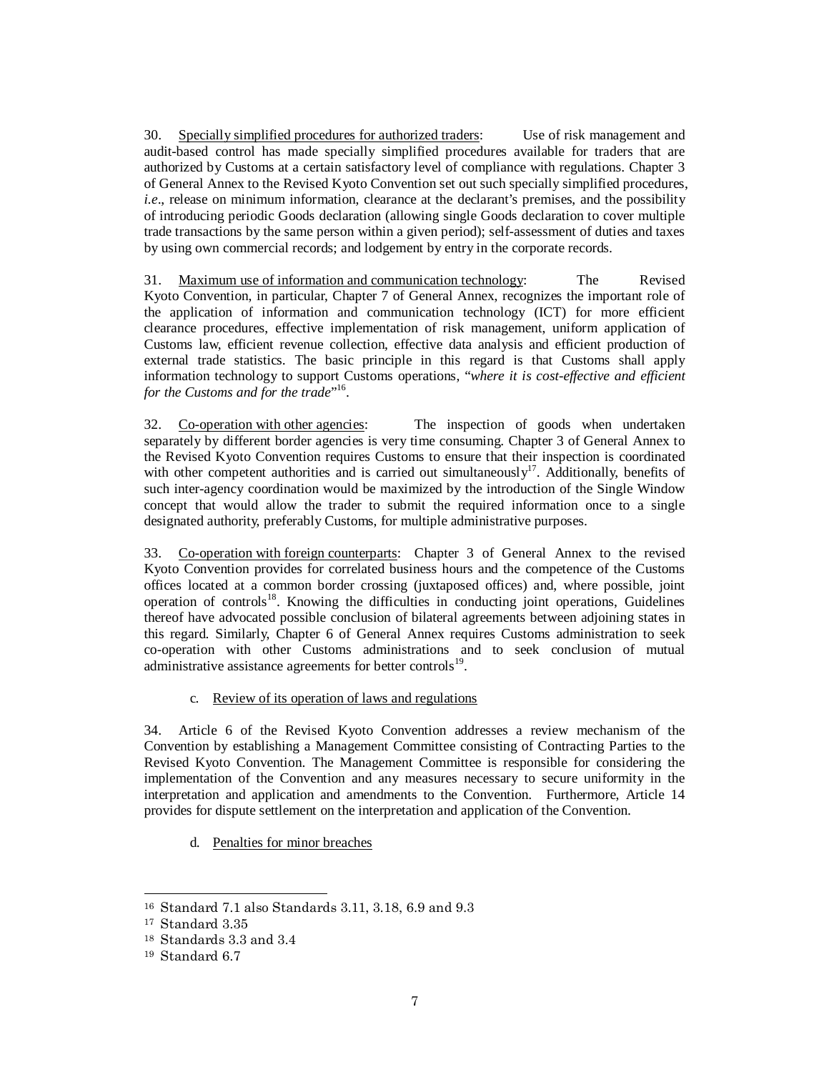30. <u>Specially simplified procedures for authorized traders</u>: Use of risk management and audit-based control has made specially simplified procedures available for traders that are authorized by Customs at a certain satisfactory level of compliance with regulations. Chapter 3 of General Annex to the Revised Kyoto Convention set out such specially simplified procedures, *i.e*., release on minimum information, clearance at the declarant's premises, and the possibility of introducing periodic Goods declaration (allowing single Goods declaration to cover multiple trade transactions by the same person within a given period); self-assessment of duties and taxes by using own commercial records; and lodgement by entry in the corporate records.

31. <u>Maximum use of information and communication technology</u>: The Revised Kyoto Convention, in particular, Chapter 7 of General Annex, recognizes the important role of the application of information and communication technology (ICT) for more efficient clearance procedures, effective implementation of risk management, uniform application of Customs law, efficient revenue collection, effective data analysis and efficient production of external trade statistics. The basic principle in this regard is that Customs shall apply information technology to support Customs operations, "*where it is cost-effective and efficient for the Customs and for the trade*"[16].

32. <u>Co-operation with other agencies</u>: The inspection of goods when undertaken separately by different border agencies is very time consuming. Chapter 3 of General Annex to the Revised Kyoto Convention requires Customs to ensure that their inspection is coordinated with other competent authorities and is carried out simultaneously[17]. Additionally, benefits of such inter-agency coordination would be maximized by the introduction of the Single Window concept that would allow the trader to submit the required information once to a single designated authority, preferably Customs, for multiple administrative purposes.

33. <u>Co-operation with foreign counterparts</u>: Chapter 3 of General Annex to the revised Kyoto Convention provides for correlated business hours and the competence of the Customs offices located at a common border crossing (juxtaposed offices) and, where possible, joint operation of controls[18]. Knowing the difficulties in conducting joint operations, Guidelines thereof have advocated possible conclusion of bilateral agreements between adjoining states in this regard. Similarly, Chapter 6 of General Annex requires Customs administration to seek co-operation with other Customs administrations and to seek conclusion of mutual administrative assistance agreements for better controls[19].

c. <u>Review of its operation of laws and regulations</u>

34. Article 6 of the Revised Kyoto Convention addresses a review mechanism of the Convention by establishing a Management Committee consisting of Contracting Parties to the Revised Kyoto Convention. The Management Committee is responsible for considering the implementation of the Convention and any measures necessary to secure uniformity in the interpretation and application and amendments to the Convention. Furthermore, Article 14 provides for dispute settlement on the interpretation and application of the Convention.

d. <u>Penalties for minor breaches</u>

---

[16] Standard 7.1 also Standards 3.11, 3.18, 6.9 and 9.3

[17] Standard 3.35

[18] Standards 3.3 and 3.4

[19] Standard 6.7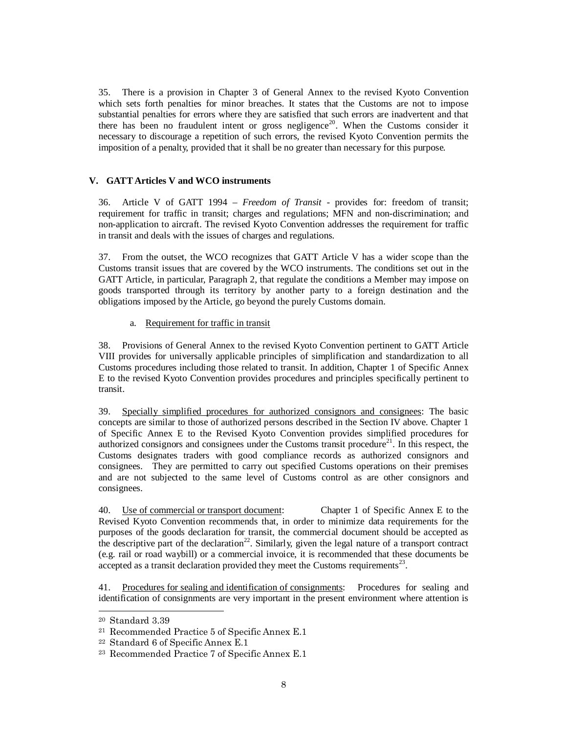35. There is a provision in Chapter 3 of General Annex to the revised Kyoto Convention which sets forth penalties for minor breaches. It states that the Customs are not to impose substantial penalties for errors where they are satisfied that such errors are inadvertent and that there has been no fraudulent intent or gross negligence[20]. When the Customs consider it necessary to discourage a repetition of such errors, the revised Kyoto Convention permits the imposition of a penalty, provided that it shall be no greater than necessary for this purpose.

## V. GATT Articles V and WCO instruments

36. Article V of GATT 1994 – *Freedom of Transit* - provides for: freedom of transit; requirement for traffic in transit; charges and regulations; MFN and non-discrimination; and non-application to aircraft. The revised Kyoto Convention addresses the requirement for traffic in transit and deals with the issues of charges and regulations.

37. From the outset, the WCO recognizes that GATT Article V has a wider scope than the Customs transit issues that are covered by the WCO instruments. The conditions set out in the GATT Article, in particular, Paragraph 2, that regulate the conditions a Member may impose on goods transported through its territory by another party to a foreign destination and the obligations imposed by the Article, go beyond the purely Customs domain.

a. Requirement for traffic in transit

38. Provisions of General Annex to the revised Kyoto Convention pertinent to GATT Article VIII provides for universally applicable principles of simplification and standardization to all Customs procedures including those related to transit. In addition, Chapter 1 of Specific Annex E to the revised Kyoto Convention provides procedures and principles specifically pertinent to transit.

39. Specially simplified procedures for authorized consignors and consignees: The basic concepts are similar to those of authorized persons described in the Section IV above. Chapter 1 of Specific Annex E to the Revised Kyoto Convention provides simplified procedures for authorized consignors and consignees under the Customs transit procedure[21]. In this respect, the Customs designates traders with good compliance records as authorized consignors and consignees. They are permitted to carry out specified Customs operations on their premises and are not subjected to the same level of Customs control as are other consignors and consignees.

40. Use of commercial or transport document: Chapter 1 of Specific Annex E to the Revised Kyoto Convention recommends that, in order to minimize data requirements for the purposes of the goods declaration for transit, the commercial document should be accepted as the descriptive part of the declaration[22]. Similarly, given the legal nature of a transport contract (e.g. rail or road waybill) or a commercial invoice, it is recommended that these documents be accepted as a transit declaration provided they meet the Customs requirements[23].

41. Procedures for sealing and identification of consignments: Procedures for sealing and identification of consignments are very important in the present environment where attention is

---

[20] Standard 3.39

[21] Recommended Practice 5 of Specific Annex E.1

[22] Standard 6 of Specific Annex E.1

[23] Recommended Practice 7 of Specific Annex E.1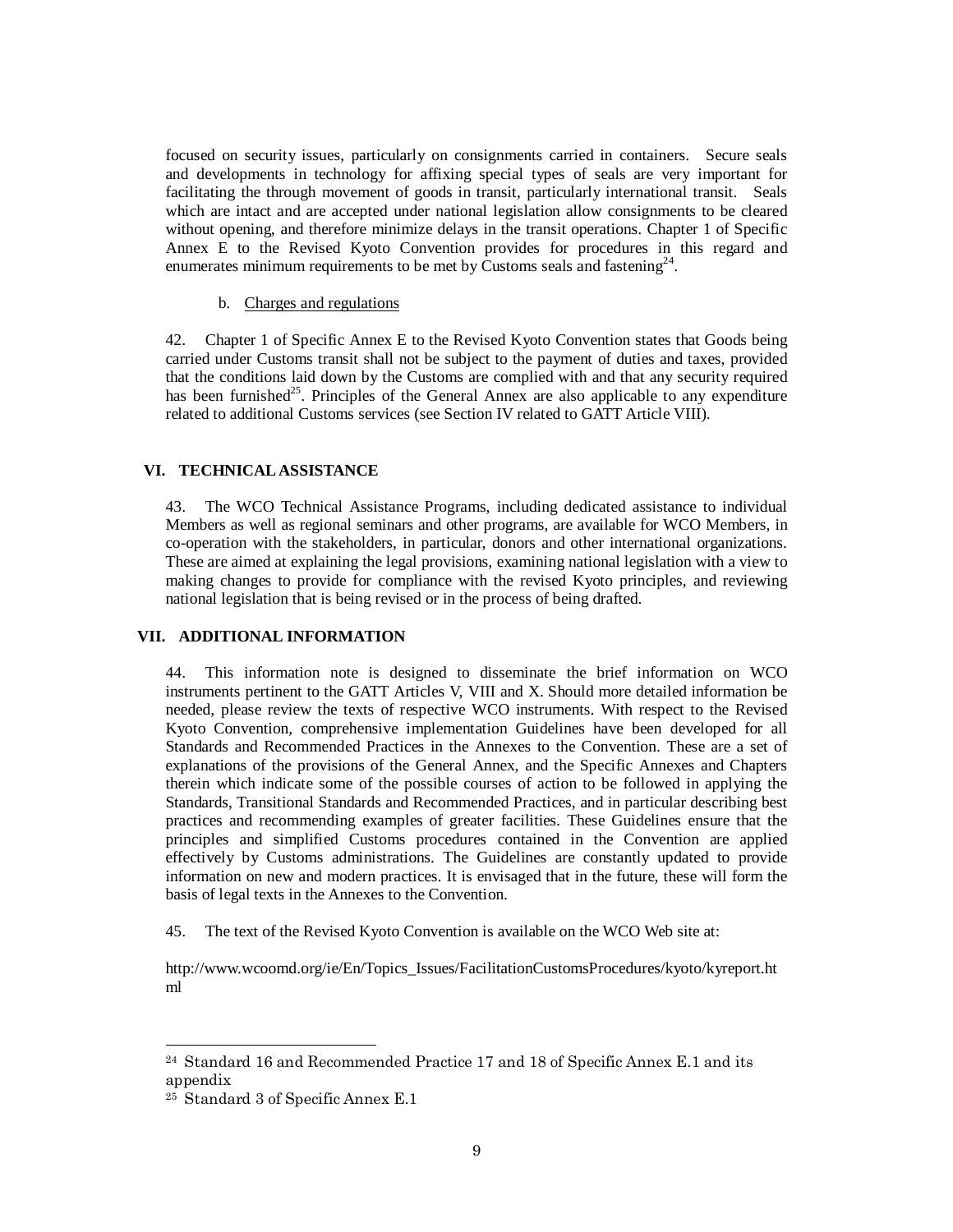focused on security issues, particularly on consignments carried in containers. Secure seals and developments in technology for affixing special types of seals are very important for facilitating the through movement of goods in transit, particularly international transit. Seals which are intact and are accepted under national legislation allow consignments to be cleared without opening, and therefore minimize delays in the transit operations. Chapter 1 of Specific Annex E to the Revised Kyoto Convention provides for procedures in this regard and enumerates minimum requirements to be met by Customs seals and fastening[24].

b. Charges and regulations

42. Chapter 1 of Specific Annex E to the Revised Kyoto Convention states that Goods being carried under Customs transit shall not be subject to the payment of duties and taxes, provided that the conditions laid down by the Customs are complied with and that any security required has been furnished[25]. Principles of the General Annex are also applicable to any expenditure related to additional Customs services (see Section IV related to GATT Article VIII).

## VI. TECHNICAL ASSISTANCE

43. The WCO Technical Assistance Programs, including dedicated assistance to individual Members as well as regional seminars and other programs, are available for WCO Members, in co-operation with the stakeholders, in particular, donors and other international organizations. These are aimed at explaining the legal provisions, examining national legislation with a view to making changes to provide for compliance with the revised Kyoto principles, and reviewing national legislation that is being revised or in the process of being drafted.

## VII. ADDITIONAL INFORMATION

44. This information note is designed to disseminate the brief information on WCO instruments pertinent to the GATT Articles V, VIII and X. Should more detailed information be needed, please review the texts of respective WCO instruments. With respect to the Revised Kyoto Convention, comprehensive implementation Guidelines have been developed for all Standards and Recommended Practices in the Annexes to the Convention. These are a set of explanations of the provisions of the General Annex, and the Specific Annexes and Chapters therein which indicate some of the possible courses of action to be followed in applying the Standards, Transitional Standards and Recommended Practices, and in particular describing best practices and recommending examples of greater facilities. These Guidelines ensure that the principles and simplified Customs procedures contained in the Convention are applied effectively by Customs administrations. The Guidelines are constantly updated to provide information on new and modern practices. It is envisaged that in the future, these will form the basis of legal texts in the Annexes to the Convention.

45. The text of the Revised Kyoto Convention is available on the WCO Web site at:

http://www.wcoomd.org/ie/En/Topics_Issues/FacilitationCustomsProcedures/kyoto/kyreport.html

---

[24] Standard 16 and Recommended Practice 17 and 18 of Specific Annex E.1 and its appendix

[25] Standard 3 of Specific Annex E.1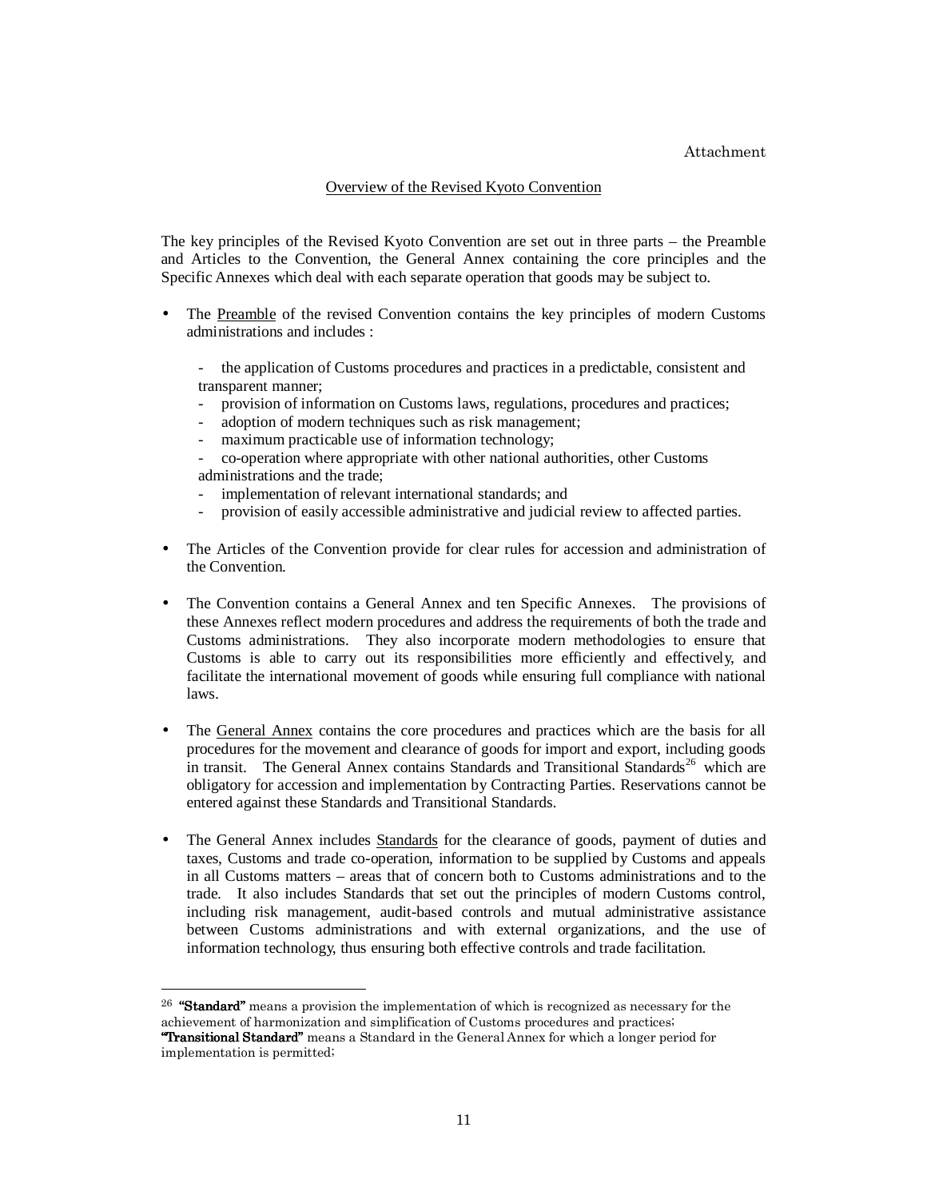Attachment

## Overview of the Revised Kyoto Convention

The key principles of the Revised Kyoto Convention are set out in three parts – the Preamble and Articles to the Convention, the General Annex containing the core principles and the Specific Annexes which deal with each separate operation that goods may be subject to.

- The Preamble of the revised Convention contains the key principles of modern Customs administrations and includes :

  - the application of Customs procedures and practices in a predictable, consistent and transparent manner;
  - provision of information on Customs laws, regulations, procedures and practices;
  - adoption of modern techniques such as risk management;
  - maximum practicable use of information technology;
  - co-operation where appropriate with other national authorities, other Customs administrations and the trade;
  - implementation of relevant international standards; and
  - provision of easily accessible administrative and judicial review to affected parties.

- The Articles of the Convention provide for clear rules for accession and administration of the Convention.

- The Convention contains a General Annex and ten Specific Annexes. The provisions of these Annexes reflect modern procedures and address the requirements of both the trade and Customs administrations. They also incorporate modern methodologies to ensure that Customs is able to carry out its responsibilities more efficiently and effectively, and facilitate the international movement of goods while ensuring full compliance with national laws.

- The General Annex contains the core procedures and practices which are the basis for all procedures for the movement and clearance of goods for import and export, including goods in transit. The General Annex contains Standards and Transitional Standards[26] which are obligatory for accession and implementation by Contracting Parties. Reservations cannot be entered against these Standards and Transitional Standards.

- The General Annex includes Standards for the clearance of goods, payment of duties and taxes, Customs and trade co-operation, information to be supplied by Customs and appeals in all Customs matters – areas that of concern both to Customs administrations and to the trade. It also includes Standards that set out the principles of modern Customs control, including risk management, audit-based controls and mutual administrative assistance between Customs administrations and with external organizations, and the use of information technology, thus ensuring both effective controls and trade facilitation.

---

[26] **"Standard"** means a provision the implementation of which is recognized as necessary for the achievement of harmonization and simplification of Customs procedures and practices;
**"Transitional Standard"** means a Standard in the General Annex for which a longer period for implementation is permitted;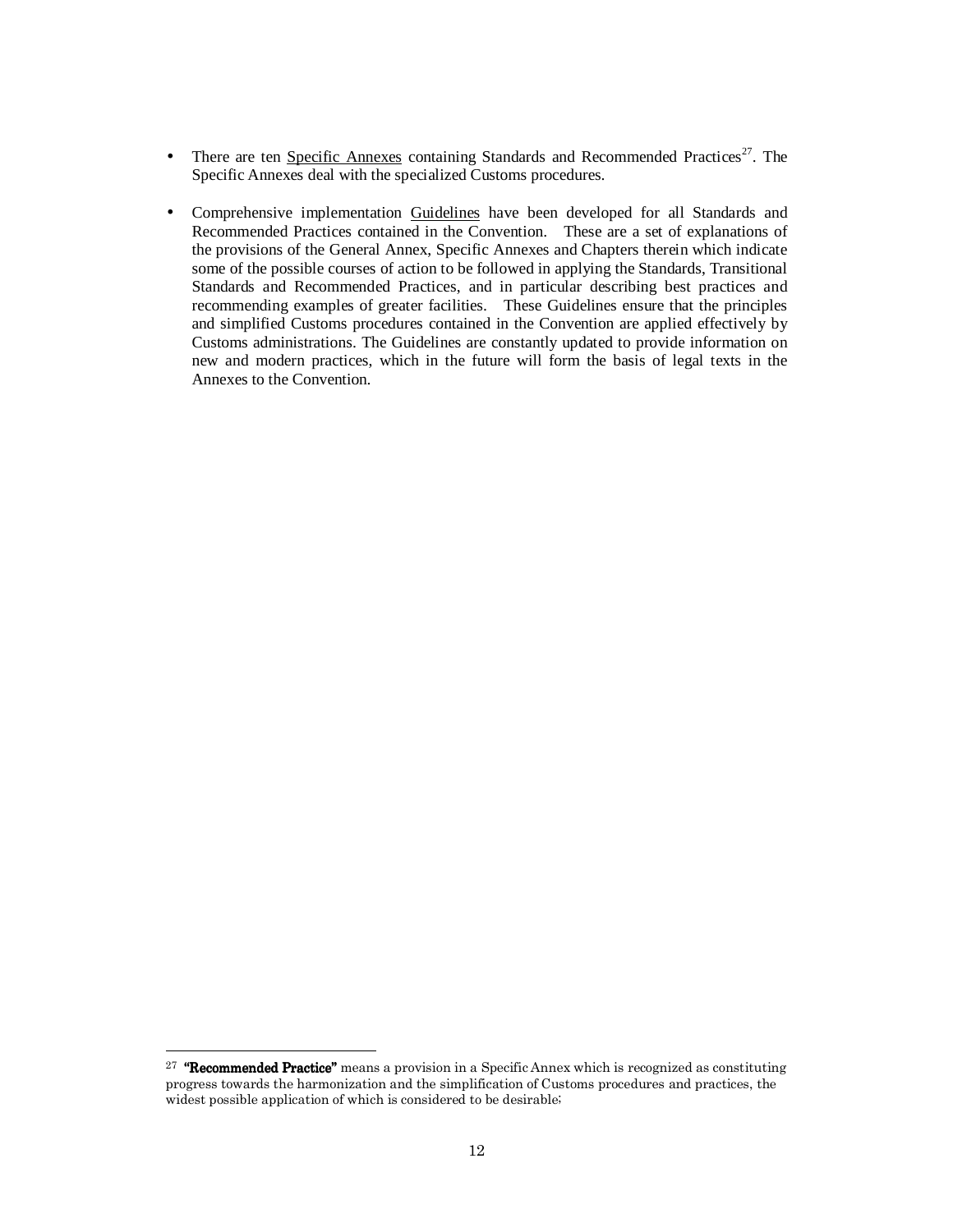- There are ten Specific Annexes containing Standards and Recommended Practices[27]. The Specific Annexes deal with the specialized Customs procedures.

- Comprehensive implementation Guidelines have been developed for all Standards and Recommended Practices contained in the Convention. These are a set of explanations of the provisions of the General Annex, Specific Annexes and Chapters therein which indicate some of the possible courses of action to be followed in applying the Standards, Transitional Standards and Recommended Practices, and in particular describing best practices and recommending examples of greater facilities. These Guidelines ensure that the principles and simplified Customs procedures contained in the Convention are applied effectively by Customs administrations. The Guidelines are constantly updated to provide information on new and modern practices, which in the future will form the basis of legal texts in the Annexes to the Convention.

---

[27] **"Recommended Practice"** means a provision in a Specific Annex which is recognized as constituting progress towards the harmonization and the simplification of Customs procedures and practices, the widest possible application of which is considered to be desirable;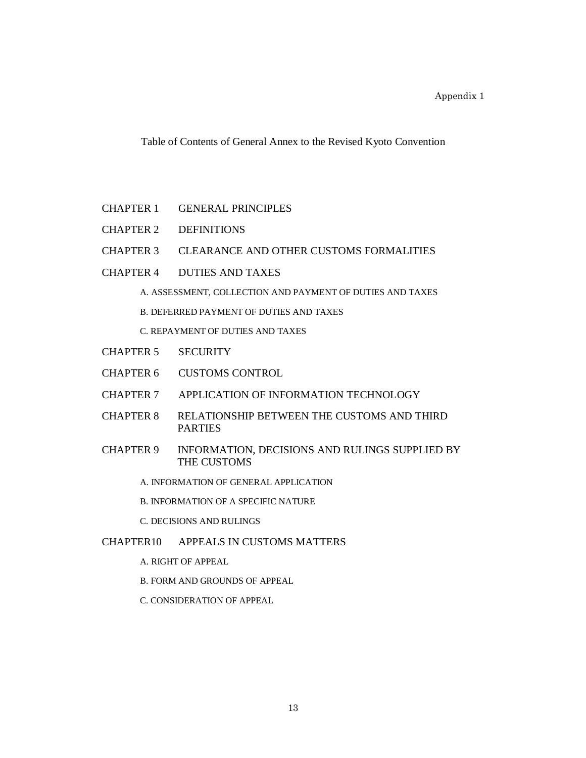Appendix 1

# Table of Contents of General Annex to the Revised Kyoto Convention

CHAPTER 1 GENERAL PRINCIPLES

CHAPTER 2 DEFINITIONS

CHAPTER 3 CLEARANCE AND OTHER CUSTOMS FORMALITIES

CHAPTER 4 DUTIES AND TAXES

- A. ASSESSMENT, COLLECTION AND PAYMENT OF DUTIES AND TAXES
- B. DEFERRED PAYMENT OF DUTIES AND TAXES
- C. REPAYMENT OF DUTIES AND TAXES

CHAPTER 5 SECURITY

CHAPTER 6 CUSTOMS CONTROL

CHAPTER 7 APPLICATION OF INFORMATION TECHNOLOGY

CHAPTER 8 RELATIONSHIP BETWEEN THE CUSTOMS AND THIRD PARTIES

CHAPTER 9 INFORMATION, DECISIONS AND RULINGS SUPPLIED BY THE CUSTOMS

- A. INFORMATION OF GENERAL APPLICATION
- B. INFORMATION OF A SPECIFIC NATURE
- C. DECISIONS AND RULINGS

CHAPTER10 APPEALS IN CUSTOMS MATTERS

- A. RIGHT OF APPEAL
- B. FORM AND GROUNDS OF APPEAL
- C. CONSIDERATION OF APPEAL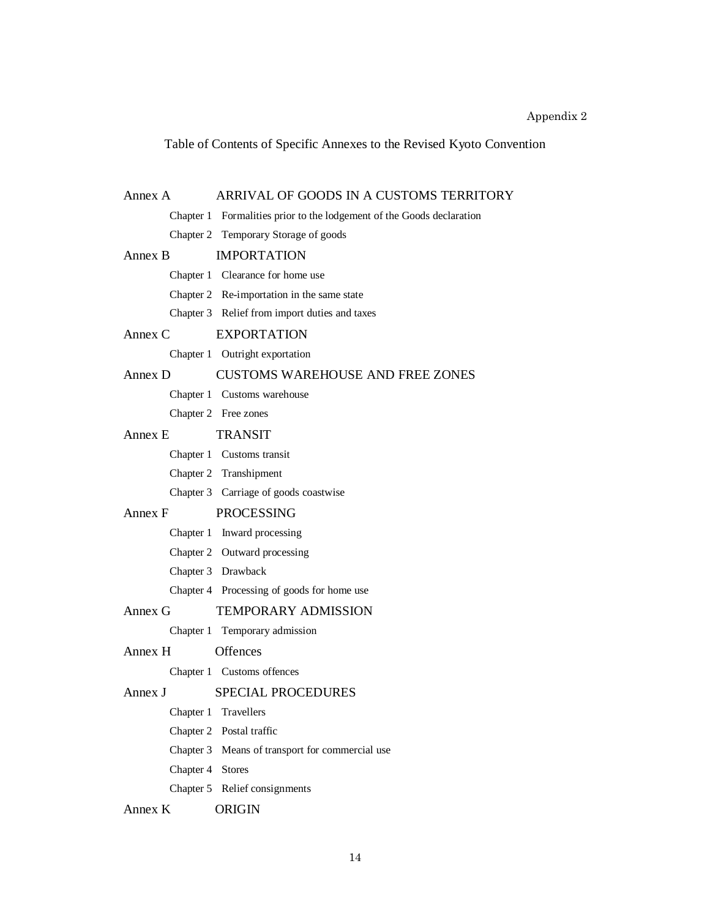Appendix 2

## Table of Contents of Specific Annexes to the Revised Kyoto Convention

**Annex A** ARRIVAL OF GOODS IN A CUSTOMS TERRITORY

- Chapter 1 Formalities prior to the lodgement of the Goods declaration
- Chapter 2 Temporary Storage of goods

**Annex B** IMPORTATION

- Chapter 1 Clearance for home use
- Chapter 2 Re-importation in the same state
- Chapter 3 Relief from import duties and taxes

**Annex C** EXPORTATION

- Chapter 1 Outright exportation

**Annex D** CUSTOMS WAREHOUSE AND FREE ZONES

- Chapter 1 Customs warehouse
- Chapter 2 Free zones

**Annex E** TRANSIT

- Chapter 1 Customs transit
- Chapter 2 Transhipment
- Chapter 3 Carriage of goods coastwise

**Annex F** PROCESSING

- Chapter 1 Inward processing
- Chapter 2 Outward processing
- Chapter 3 Drawback
- Chapter 4 Processing of goods for home use

**Annex G** TEMPORARY ADMISSION

- Chapter 1 Temporary admission

**Annex H** Offences

- Chapter 1 Customs offences

**Annex J** SPECIAL PROCEDURES

- Chapter 1 Travellers
- Chapter 2 Postal traffic
- Chapter 3 Means of transport for commercial use
- Chapter 4 Stores
- Chapter 5 Relief consignments

**Annex K** ORIGIN